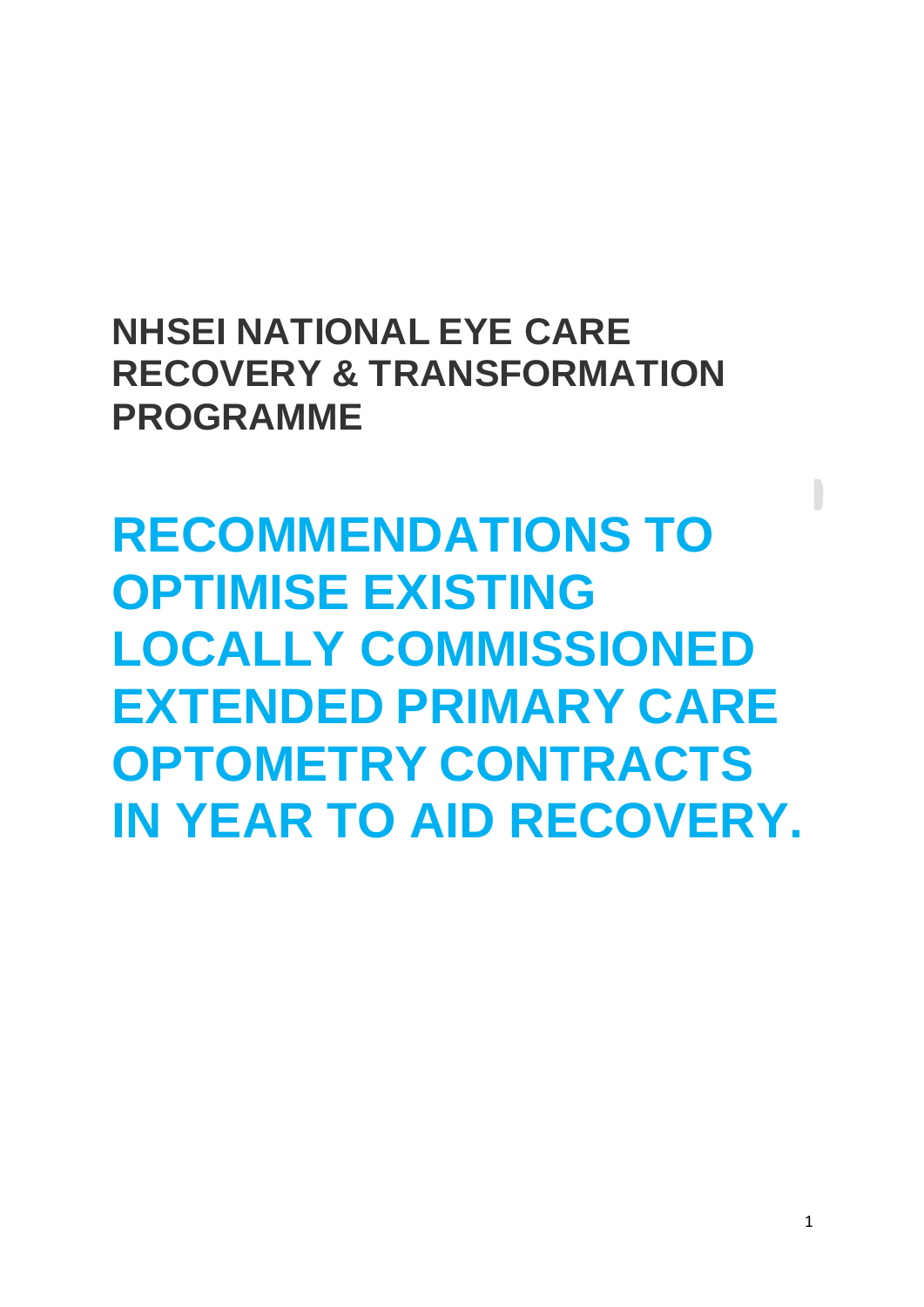## NHSEI NATIONAL EYE CARE RECOVERY & TRANSFORMATION PROGRAMME

# RECOMMENDATIONS TO OPTIMISE EXISTING LOCALLY COMMISSIONED EXTENDED PRIMARY CARE OPTOMETRY CONTRACTS IN YEAR TO AID RECOVERY.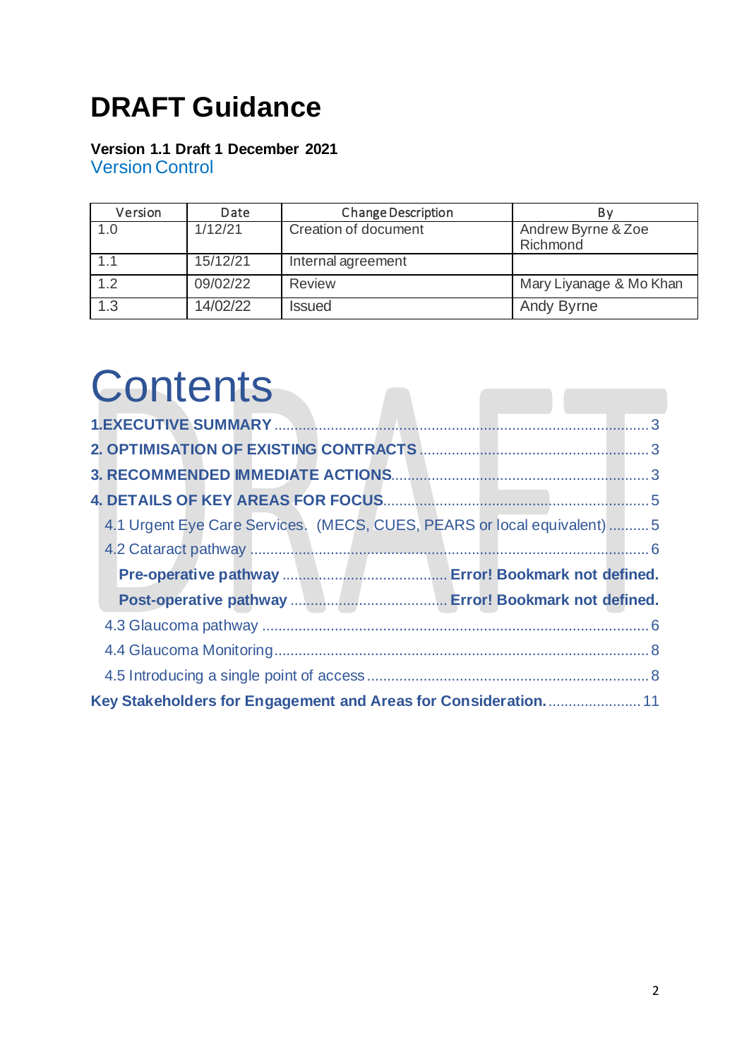# DRAFT Guidance

**Version 1.1 Draft 1 December 2021**

## Version Control

| Version | Date | Change Description | By |
|---|---|---|---|
| 1.0 | 1/12/21 | Creation of document | Andrew Byrne & Zoe Richmond |
| 1.1 | 15/12/21 | Internal agreement | |
| 1.2 | 09/02/22 | Review | Mary Liyanage & Mo Khan |
| 1.3 | 14/02/22 | Issued | Andy Byrne |

# Contents

**1.EXECUTIVE SUMMARY** ........ 3

**2. OPTIMISATION OF EXISTING CONTRACTS** ........ 3

**3. RECOMMENDED IMMEDIATE ACTIONS** ........ 3

**4. DETAILS OF KEY AREAS FOR FOCUS** ........ 5

- 4.1 Urgent Eye Care Services. (MECS, CUES, PEARS or local equivalent) ........ 5
- 4.2 Cataract pathway ........ 6
  - **Pre-operative pathway** ........ **Error! Bookmark not defined.**
  - **Post-operative pathway** ........ **Error! Bookmark not defined.**
- 4.3 Glaucoma pathway ........ 6
- 4.4 Glaucoma Monitoring ........ 8
- 4.5 Introducing a single point of access ........ 8

**Key Stakeholders for Engagement and Areas for Consideration.** ........ 11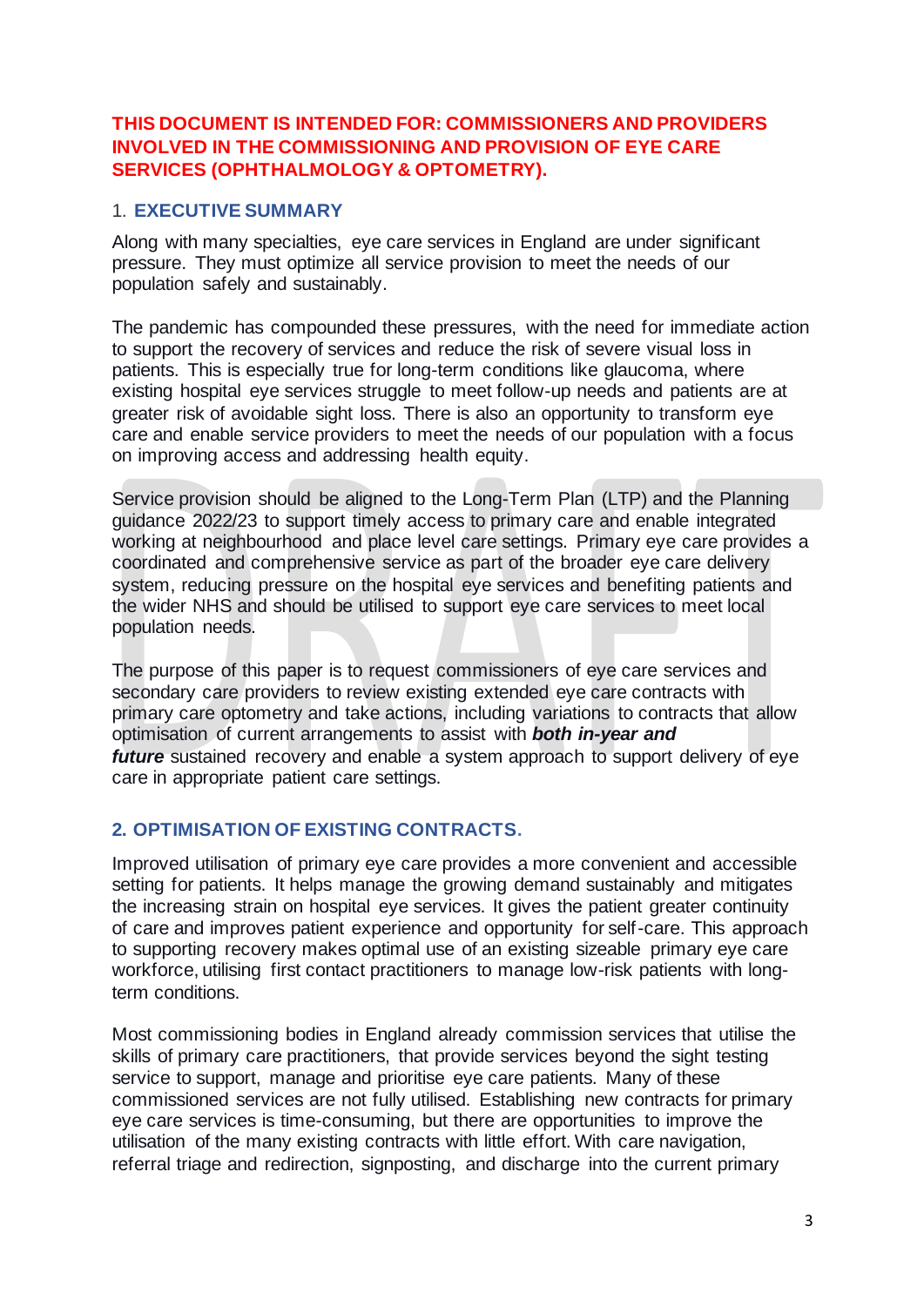**THIS DOCUMENT IS INTENDED FOR: COMMISSIONERS AND PROVIDERS INVOLVED IN THE COMMISSIONING AND PROVISION OF EYE CARE SERVICES (OPHTHALMOLOGY & OPTOMETRY).**

## 1. EXECUTIVE SUMMARY

Along with many specialties, eye care services in England are under significant pressure. They must optimize all service provision to meet the needs of our population safely and sustainably.

The pandemic has compounded these pressures, with the need for immediate action to support the recovery of services and reduce the risk of severe visual loss in patients. This is especially true for long-term conditions like glaucoma, where existing hospital eye services struggle to meet follow-up needs and patients are at greater risk of avoidable sight loss. There is also an opportunity to transform eye care and enable service providers to meet the needs of our population with a focus on improving access and addressing health equity.

Service provision should be aligned to the Long-Term Plan (LTP) and the Planning guidance 2022/23 to support timely access to primary care and enable integrated working at neighbourhood and place level care settings. Primary eye care provides a coordinated and comprehensive service as part of the broader eye care delivery system, reducing pressure on the hospital eye services and benefiting patients and the wider NHS and should be utilised to support eye care services to meet local population needs.

The purpose of this paper is to request commissioners of eye care services and secondary care providers to review existing extended eye care contracts with primary care optometry and take actions, including variations to contracts that allow optimisation of current arrangements to assist with ***both in-year and future*** sustained recovery and enable a system approach to support delivery of eye care in appropriate patient care settings.

## 2. OPTIMISATION OF EXISTING CONTRACTS.

Improved utilisation of primary eye care provides a more convenient and accessible setting for patients. It helps manage the growing demand sustainably and mitigates the increasing strain on hospital eye services. It gives the patient greater continuity of care and improves patient experience and opportunity for self-care. This approach to supporting recovery makes optimal use of an existing sizeable primary eye care workforce, utilising first contact practitioners to manage low-risk patients with long-term conditions.

Most commissioning bodies in England already commission services that utilise the skills of primary care practitioners, that provide services beyond the sight testing service to support, manage and prioritise eye care patients. Many of these commissioned services are not fully utilised. Establishing new contracts for primary eye care services is time-consuming, but there are opportunities to improve the utilisation of the many existing contracts with little effort. With care navigation, referral triage and redirection, signposting, and discharge into the current primary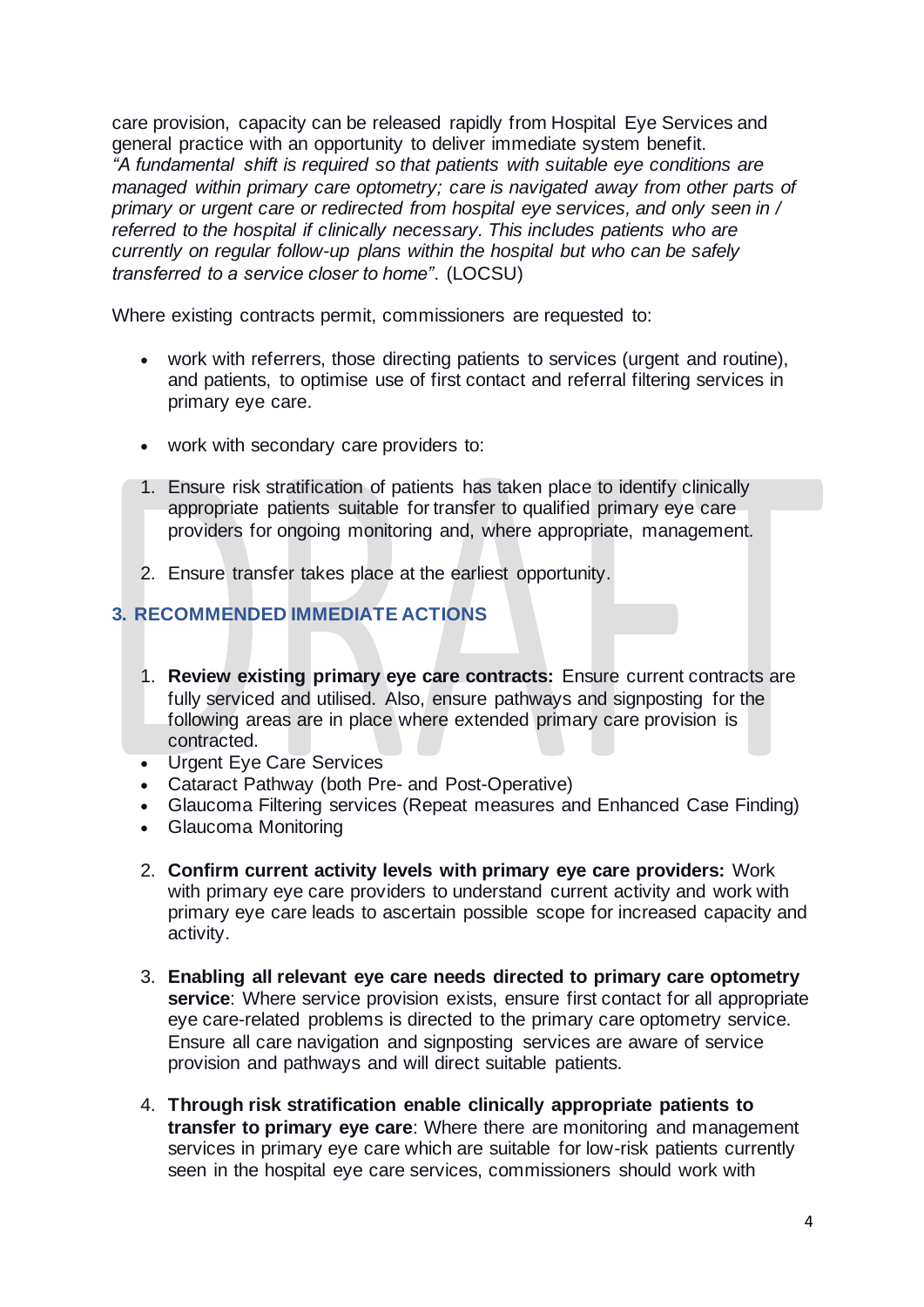care provision, capacity can be released rapidly from Hospital Eye Services and general practice with an opportunity to deliver immediate system benefit.
*"A fundamental shift is required so that patients with suitable eye conditions are managed within primary care optometry; care is navigated away from other parts of primary or urgent care or redirected from hospital eye services, and only seen in / referred to the hospital if clinically necessary. This includes patients who are currently on regular follow-up plans within the hospital but who can be safely transferred to a service closer to home"*. (LOCSU)

Where existing contracts permit, commissioners are requested to:

- work with referrers, those directing patients to services (urgent and routine), and patients, to optimise use of first contact and referral filtering services in primary eye care.

- work with secondary care providers to:

1. Ensure risk stratification of patients has taken place to identify clinically appropriate patients suitable for transfer to qualified primary eye care providers for ongoing monitoring and, where appropriate, management.

2. Ensure transfer takes place at the earliest opportunity.

## 3. RECOMMENDED IMMEDIATE ACTIONS

1. **Review existing primary eye care contracts:** Ensure current contracts are fully serviced and utilised. Also, ensure pathways and signposting for the following areas are in place where extended primary care provision is contracted.

- Urgent Eye Care Services
- Cataract Pathway (both Pre- and Post-Operative)
- Glaucoma Filtering services (Repeat measures and Enhanced Case Finding)
- Glaucoma Monitoring

2. **Confirm current activity levels with primary eye care providers:** Work with primary eye care providers to understand current activity and work with primary eye care leads to ascertain possible scope for increased capacity and activity.

3. **Enabling all relevant eye care needs directed to primary care optometry service**: Where service provision exists, ensure first contact for all appropriate eye care-related problems is directed to the primary care optometry service. Ensure all care navigation and signposting services are aware of service provision and pathways and will direct suitable patients.

4. **Through risk stratification enable clinically appropriate patients to transfer to primary eye care**: Where there are monitoring and management services in primary eye care which are suitable for low-risk patients currently seen in the hospital eye care services, commissioners should work with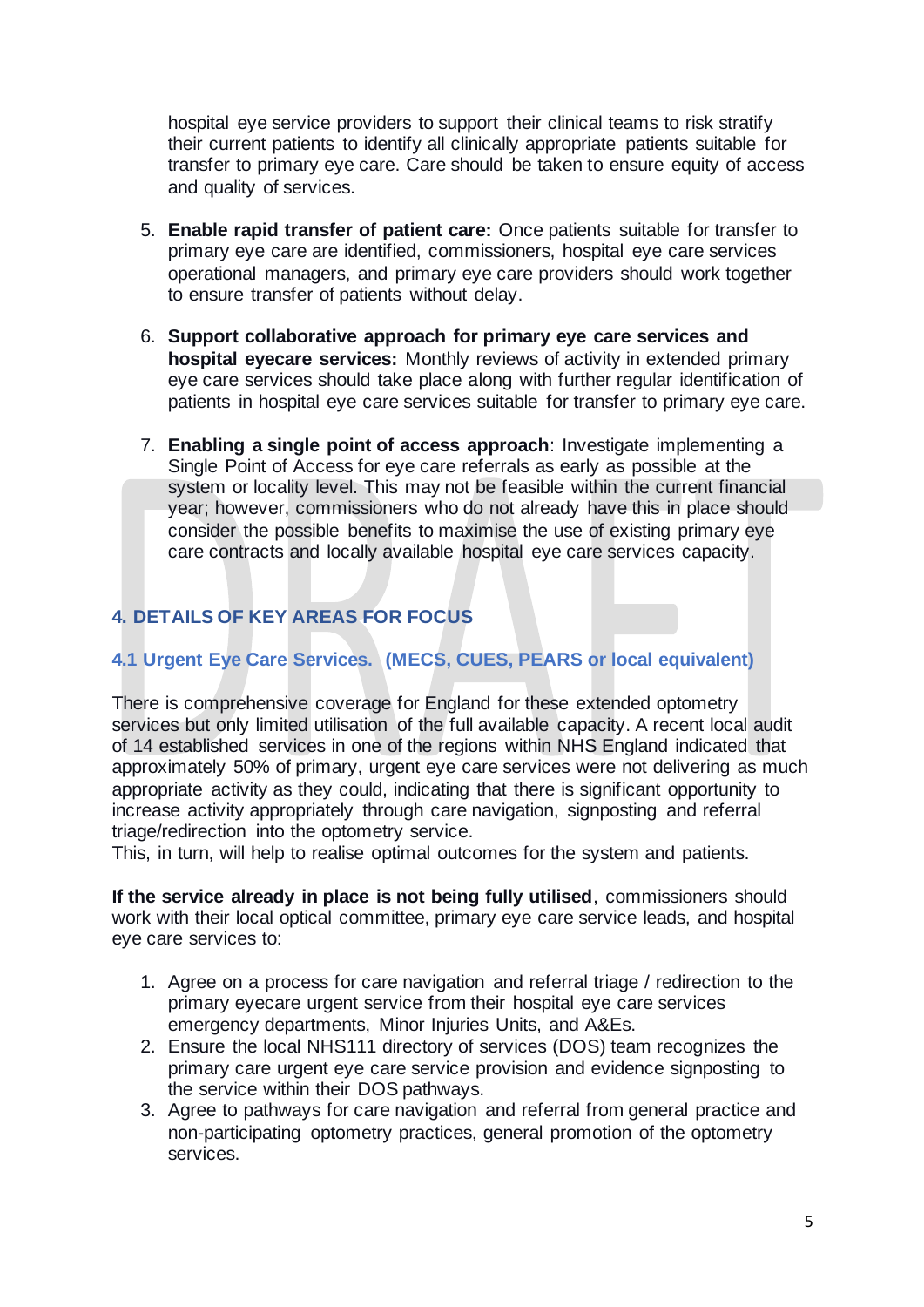hospital eye service providers to support their clinical teams to risk stratify their current patients to identify all clinically appropriate patients suitable for transfer to primary eye care. Care should be taken to ensure equity of access and quality of services.

5. **Enable rapid transfer of patient care:** Once patients suitable for transfer to primary eye care are identified, commissioners, hospital eye care services operational managers, and primary eye care providers should work together to ensure transfer of patients without delay.

6. **Support collaborative approach for primary eye care services and hospital eyecare services:** Monthly reviews of activity in extended primary eye care services should take place along with further regular identification of patients in hospital eye care services suitable for transfer to primary eye care.

7. **Enabling a single point of access approach**: Investigate implementing a Single Point of Access for eye care referrals as early as possible at the system or locality level. This may not be feasible within the current financial year; however, commissioners who do not already have this in place should consider the possible benefits to maximise the use of existing primary eye care contracts and locally available hospital eye care services capacity.

## 4. DETAILS OF KEY AREAS FOR FOCUS

### 4.1 Urgent Eye Care Services. (MECS, CUES, PEARS or local equivalent)

There is comprehensive coverage for England for these extended optometry services but only limited utilisation of the full available capacity. A recent local audit of 14 established services in one of the regions within NHS England indicated that approximately 50% of primary, urgent eye care services were not delivering as much appropriate activity as they could, indicating that there is significant opportunity to increase activity appropriately through care navigation, signposting and referral triage/redirection into the optometry service.
This, in turn, will help to realise optimal outcomes for the system and patients.

**If the service already in place is not being fully utilised**, commissioners should work with their local optical committee, primary eye care service leads, and hospital eye care services to:

1. Agree on a process for care navigation and referral triage / redirection to the primary eyecare urgent service from their hospital eye care services emergency departments, Minor Injuries Units, and A&Es.
2. Ensure the local NHS111 directory of services (DOS) team recognizes the primary care urgent eye care service provision and evidence signposting to the service within their DOS pathways.
3. Agree to pathways for care navigation and referral from general practice and non-participating optometry practices, general promotion of the optometry services.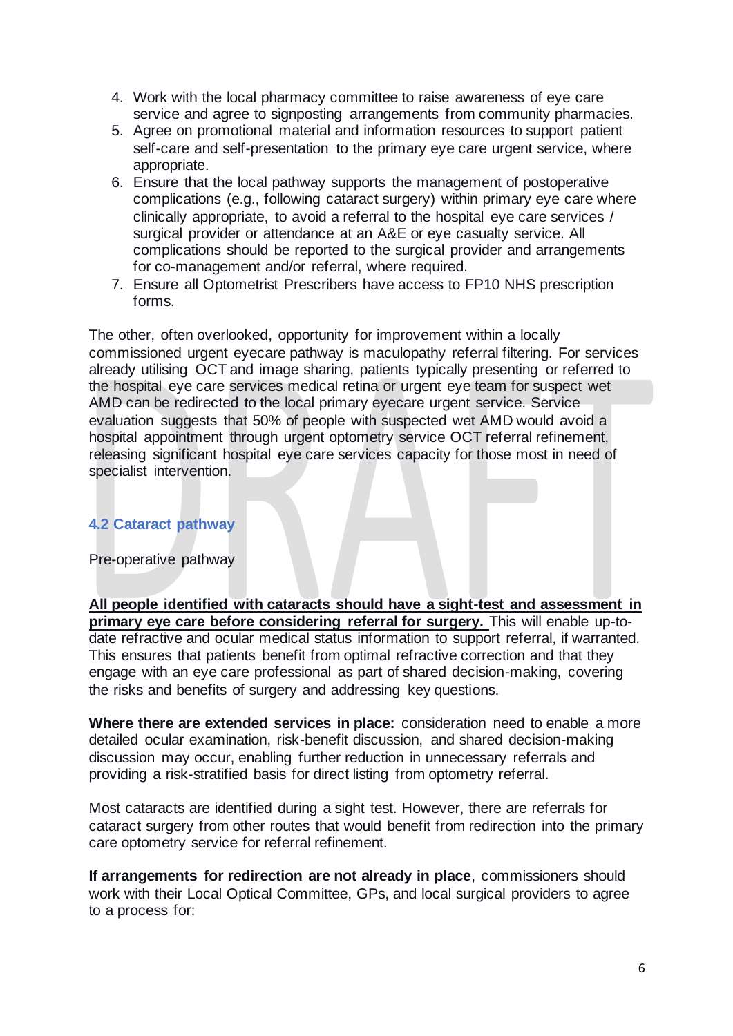4. Work with the local pharmacy committee to raise awareness of eye care service and agree to signposting arrangements from community pharmacies.
5. Agree on promotional material and information resources to support patient self-care and self-presentation to the primary eye care urgent service, where appropriate.
6. Ensure that the local pathway supports the management of postoperative complications (e.g., following cataract surgery) within primary eye care where clinically appropriate, to avoid a referral to the hospital eye care services / surgical provider or attendance at an A&E or eye casualty service. All complications should be reported to the surgical provider and arrangements for co-management and/or referral, where required.
7. Ensure all Optometrist Prescribers have access to FP10 NHS prescription forms.

The other, often overlooked, opportunity for improvement within a locally commissioned urgent eyecare pathway is maculopathy referral filtering. For services already utilising OCT and image sharing, patients typically presenting or referred to the hospital eye care services medical retina or urgent eye team for suspect wet AMD can be redirected to the local primary eyecare urgent service. Service evaluation suggests that 50% of people with suspected wet AMD would avoid a hospital appointment through urgent optometry service OCT referral refinement, releasing significant hospital eye care services capacity for those most in need of specialist intervention.

### 4.2 Cataract pathway

Pre-operative pathway

**<u>All people identified with cataracts should have a sight-test and assessment in primary eye care before considering referral for surgery.</u>** This will enable up-to-date refractive and ocular medical status information to support referral, if warranted. This ensures that patients benefit from optimal refractive correction and that they engage with an eye care professional as part of shared decision-making, covering the risks and benefits of surgery and addressing key questions.

**Where there are extended services in place:** consideration need to enable a more detailed ocular examination, risk-benefit discussion, and shared decision-making discussion may occur, enabling further reduction in unnecessary referrals and providing a risk-stratified basis for direct listing from optometry referral.

Most cataracts are identified during a sight test. However, there are referrals for cataract surgery from other routes that would benefit from redirection into the primary care optometry service for referral refinement.

**If arrangements for redirection are not already in place**, commissioners should work with their Local Optical Committee, GPs, and local surgical providers to agree to a process for: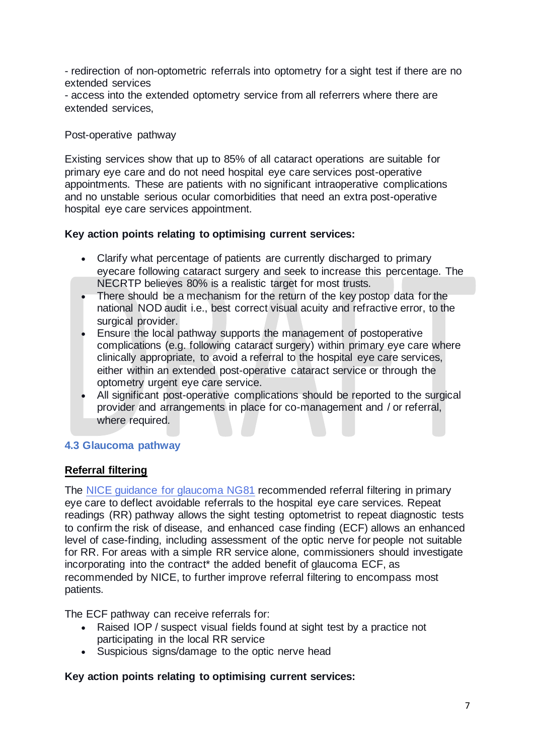- redirection of non-optometric referrals into optometry for a sight test if there are no extended services
- access into the extended optometry service from all referrers where there are extended services,

Post-operative pathway

Existing services show that up to 85% of all cataract operations are suitable for primary eye care and do not need hospital eye care services post-operative appointments. These are patients with no significant intraoperative complications and no unstable serious ocular comorbidities that need an extra post-operative hospital eye care services appointment.

**Key action points relating to optimising current services:**

- Clarify what percentage of patients are currently discharged to primary eyecare following cataract surgery and seek to increase this percentage. The NECRTP believes 80% is a realistic target for most trusts.
- There should be a mechanism for the return of the key postop data for the national NOD audit i.e., best correct visual acuity and refractive error, to the surgical provider.
- Ensure the local pathway supports the management of postoperative complications (e.g. following cataract surgery) within primary eye care where clinically appropriate, to avoid a referral to the hospital eye care services, either within an extended post-operative cataract service or through the optometry urgent eye care service.
- All significant post-operative complications should be reported to the surgical provider and arrangements in place for co-management and / or referral, where required.

### 4.3 Glaucoma pathway

**Referral filtering**

The NICE guidance for glaucoma NG81 recommended referral filtering in primary eye care to deflect avoidable referrals to the hospital eye care services. Repeat readings (RR) pathway allows the sight testing optometrist to repeat diagnostic tests to confirm the risk of disease, and enhanced case finding (ECF) allows an enhanced level of case-finding, including assessment of the optic nerve for people not suitable for RR. For areas with a simple RR service alone, commissioners should investigate incorporating into the contract* the added benefit of glaucoma ECF, as recommended by NICE, to further improve referral filtering to encompass most patients.

The ECF pathway can receive referrals for:

- Raised IOP / suspect visual fields found at sight test by a practice not participating in the local RR service
- Suspicious signs/damage to the optic nerve head

**Key action points relating to optimising current services:**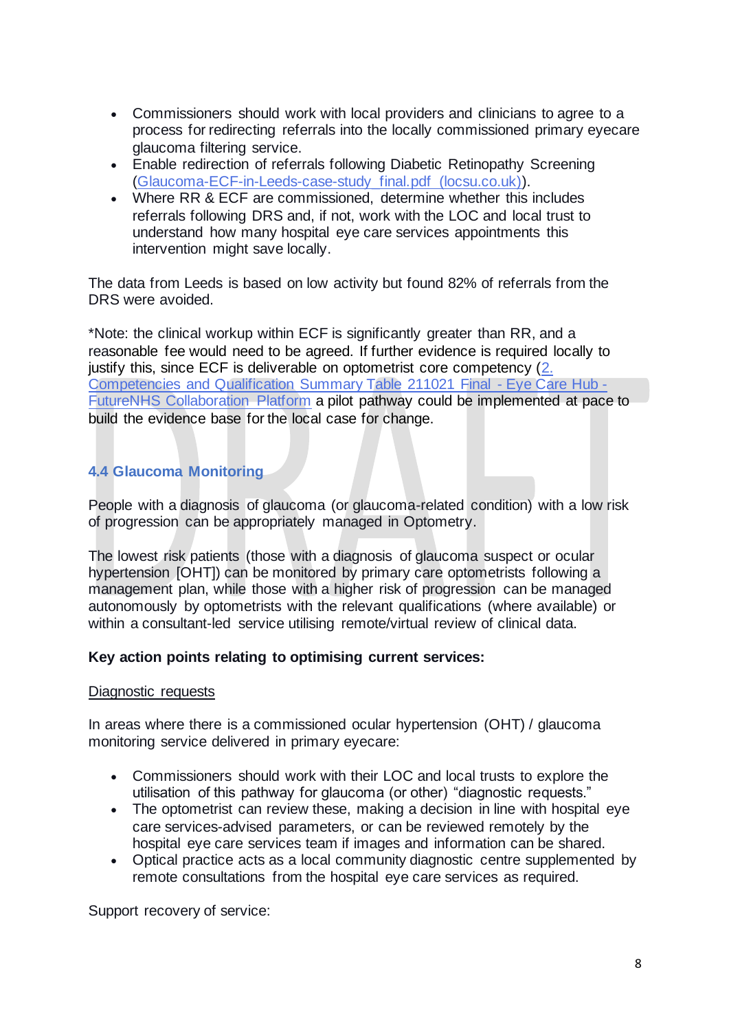- Commissioners should work with local providers and clinicians to agree to a process for redirecting referrals into the locally commissioned primary eyecare glaucoma filtering service.
- Enable redirection of referrals following Diabetic Retinopathy Screening ([Glaucoma-ECF-in-Leeds-case-study_final.pdf (locsu.co.uk)]).
- Where RR & ECF are commissioned, determine whether this includes referrals following DRS and, if not, work with the LOC and local trust to understand how many hospital eye care services appointments this intervention might save locally.

The data from Leeds is based on low activity but found 82% of referrals from the DRS were avoided.

*Note: the clinical workup within ECF is significantly greater than RR, and a reasonable fee would need to be agreed. If further evidence is required locally to justify this, since ECF is deliverable on optometrist core competency (2. Competencies and Qualification Summary Table 211021 Final - Eye Care Hub - FutureNHS Collaboration Platform a pilot pathway could be implemented at pace to build the evidence base for the local case for change.

## 4.4 Glaucoma Monitoring

People with a diagnosis of glaucoma (or glaucoma-related condition) with a low risk of progression can be appropriately managed in Optometry.

The lowest risk patients (those with a diagnosis of glaucoma suspect or ocular hypertension [OHT]) can be monitored by primary care optometrists following a management plan, while those with a higher risk of progression can be managed autonomously by optometrists with the relevant qualifications (where available) or within a consultant-led service utilising remote/virtual review of clinical data.

**Key action points relating to optimising current services:**

<u>Diagnostic requests</u>

In areas where there is a commissioned ocular hypertension (OHT) / glaucoma monitoring service delivered in primary eyecare:

- Commissioners should work with their LOC and local trusts to explore the utilisation of this pathway for glaucoma (or other) "diagnostic requests."
- The optometrist can review these, making a decision in line with hospital eye care services-advised parameters, or can be reviewed remotely by the hospital eye care services team if images and information can be shared.
- Optical practice acts as a local community diagnostic centre supplemented by remote consultations from the hospital eye care services as required.

Support recovery of service: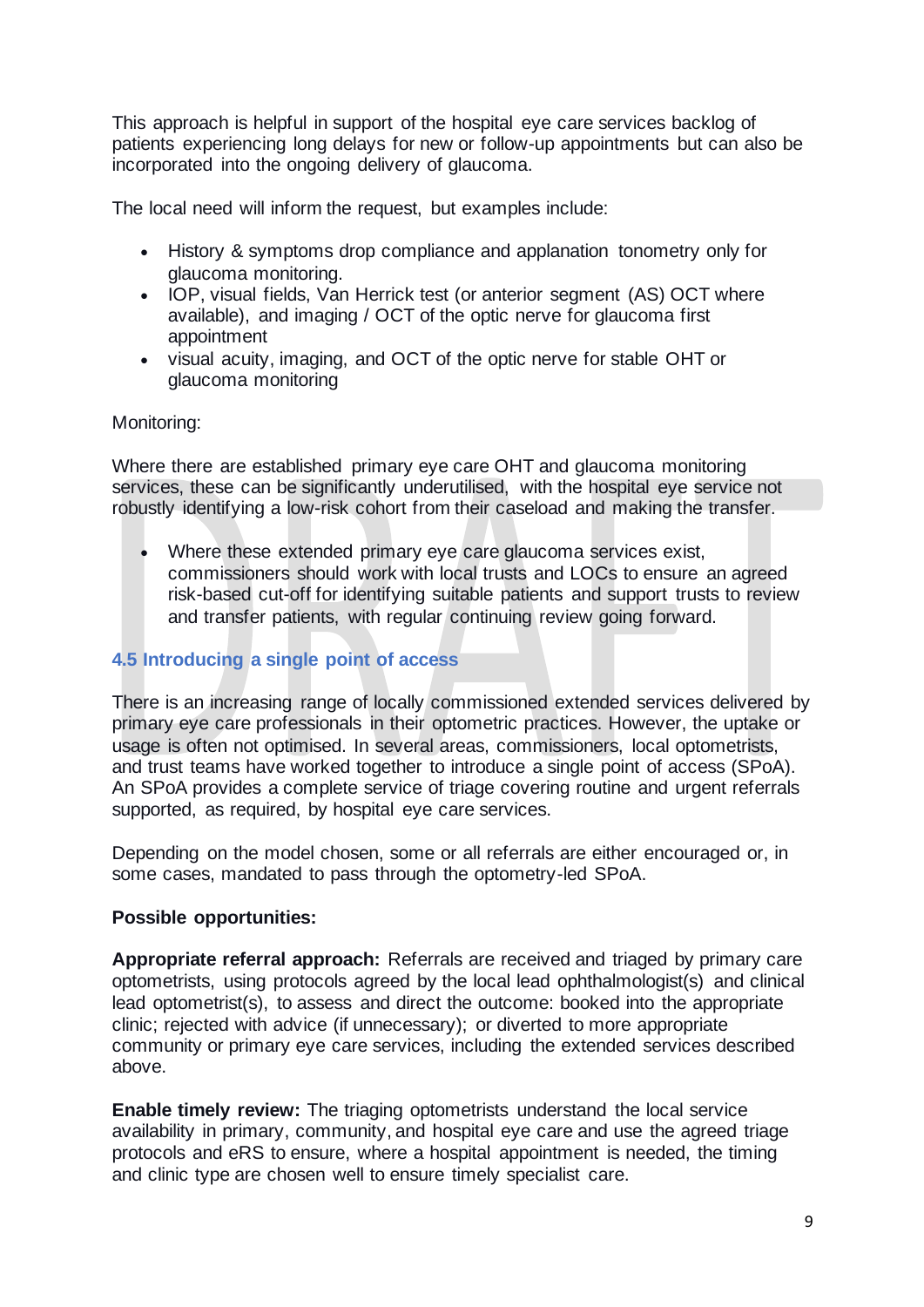This approach is helpful in support of the hospital eye care services backlog of patients experiencing long delays for new or follow-up appointments but can also be incorporated into the ongoing delivery of glaucoma.

The local need will inform the request, but examples include:

- History & symptoms drop compliance and applanation tonometry only for glaucoma monitoring.
- IOP, visual fields, Van Herrick test (or anterior segment (AS) OCT where available), and imaging / OCT of the optic nerve for glaucoma first appointment
- visual acuity, imaging, and OCT of the optic nerve for stable OHT or glaucoma monitoring

Monitoring:

Where there are established primary eye care OHT and glaucoma monitoring services, these can be significantly underutilised, with the hospital eye service not robustly identifying a low-risk cohort from their caseload and making the transfer.

- Where these extended primary eye care glaucoma services exist, commissioners should work with local trusts and LOCs to ensure an agreed risk-based cut-off for identifying suitable patients and support trusts to review and transfer patients, with regular continuing review going forward.

### 4.5 Introducing a single point of access

There is an increasing range of locally commissioned extended services delivered by primary eye care professionals in their optometric practices. However, the uptake or usage is often not optimised. In several areas, commissioners, local optometrists, and trust teams have worked together to introduce a single point of access (SPoA). An SPoA provides a complete service of triage covering routine and urgent referrals supported, as required, by hospital eye care services.

Depending on the model chosen, some or all referrals are either encouraged or, in some cases, mandated to pass through the optometry-led SPoA.

**Possible opportunities:**

**Appropriate referral approach:** Referrals are received and triaged by primary care optometrists, using protocols agreed by the local lead ophthalmologist(s) and clinical lead optometrist(s), to assess and direct the outcome: booked into the appropriate clinic; rejected with advice (if unnecessary); or diverted to more appropriate community or primary eye care services, including the extended services described above.

**Enable timely review:** The triaging optometrists understand the local service availability in primary, community, and hospital eye care and use the agreed triage protocols and eRS to ensure, where a hospital appointment is needed, the timing and clinic type are chosen well to ensure timely specialist care.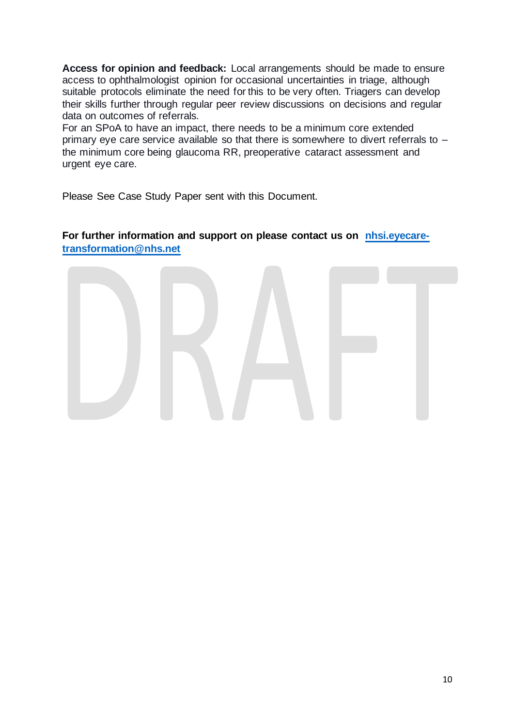**Access for opinion and feedback:** Local arrangements should be made to ensure access to ophthalmologist opinion for occasional uncertainties in triage, although suitable protocols eliminate the need for this to be very often. Triagers can develop their skills further through regular peer review discussions on decisions and regular data on outcomes of referrals.

For an SPoA to have an impact, there needs to be a minimum core extended primary eye care service available so that there is somewhere to divert referrals to – the minimum core being glaucoma RR, preoperative cataract assessment and urgent eye care.

Please See Case Study Paper sent with this Document.

**For further information and support on please contact us on [nhsi.eyecare-transformation@nhs.net](mailto:nhsi.eyecare-transformation@nhs.net)**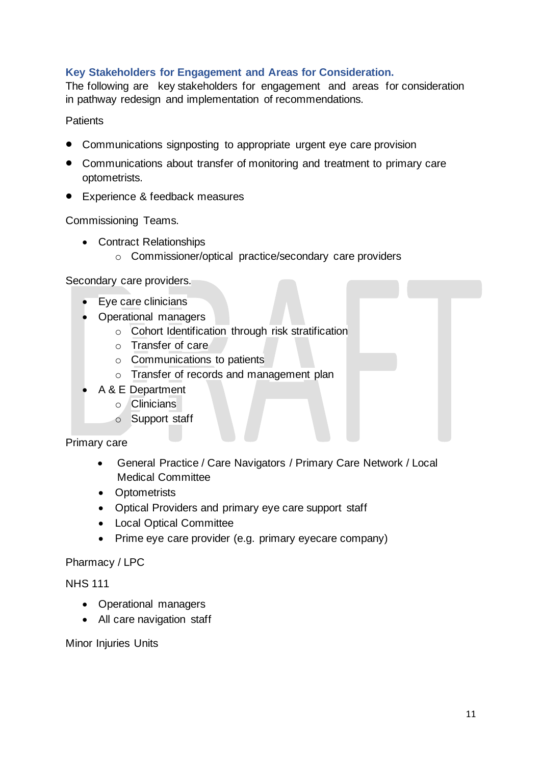## Key Stakeholders for Engagement and Areas for Consideration.

The following are key stakeholders for engagement and areas for consideration in pathway redesign and implementation of recommendations.

Patients

- Communications signposting to appropriate urgent eye care provision
- Communications about transfer of monitoring and treatment to primary care optometrists.
- Experience & feedback measures

Commissioning Teams.

- Contract Relationships
  - Commissioner/optical practice/secondary care providers

Secondary care providers.

- Eye care clinicians
- Operational managers
  - Cohort Identification through risk stratification
  - Transfer of care
  - Communications to patients
  - Transfer of records and management plan
- A & E Department
  - Clinicians
  - Support staff

Primary care

- General Practice / Care Navigators / Primary Care Network / Local Medical Committee
- Optometrists
- Optical Providers and primary eye care support staff
- Local Optical Committee
- Prime eye care provider (e.g. primary eyecare company)

Pharmacy / LPC

NHS 111

- Operational managers
- All care navigation staff

Minor Injuries Units